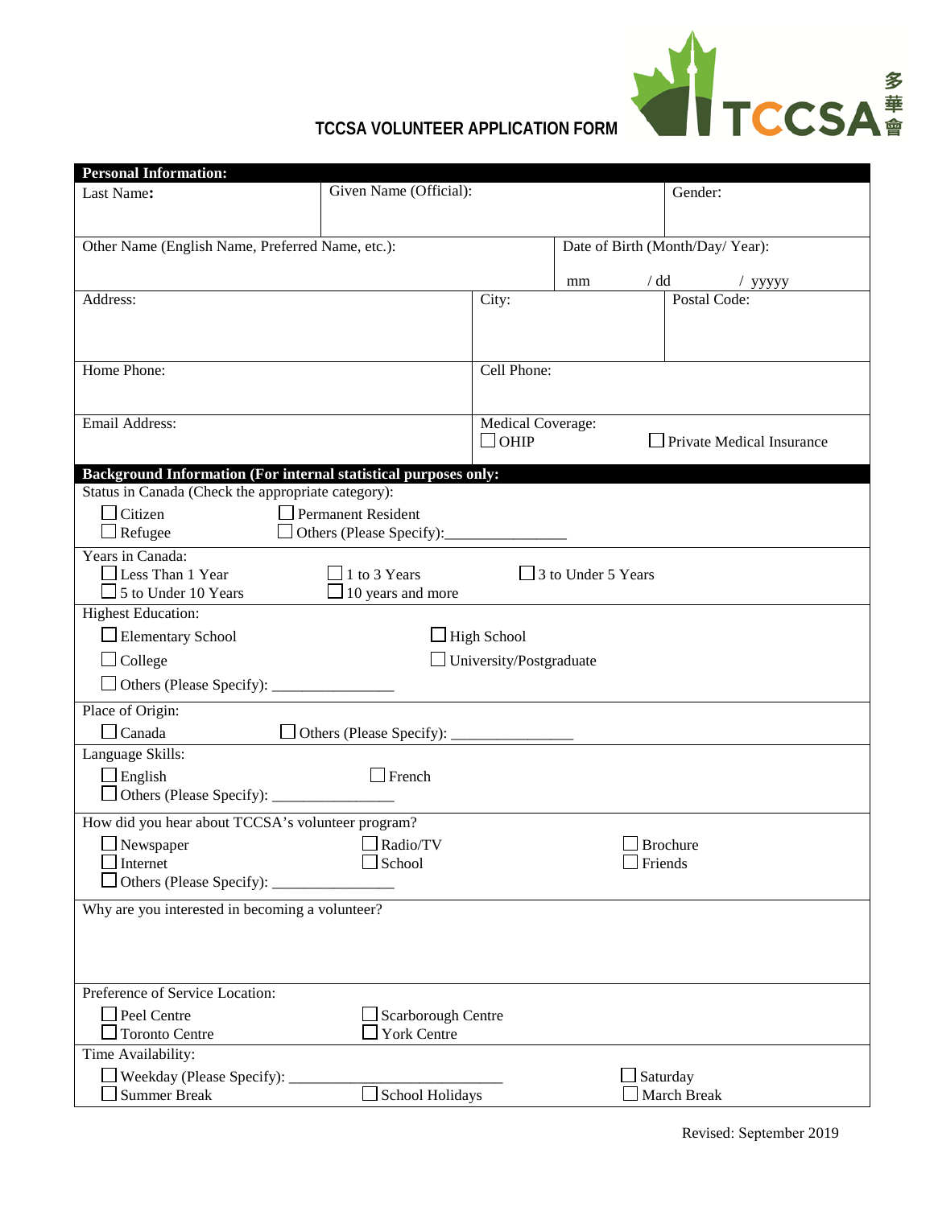# TCCSA VOLUNTEER APPLICATION FORM

TCCSA 多華會

**Personal Information:**

| Last Name: | Given Name (Official): | Gender: |
|---|---|---|
| Other Name (English Name, Preferred Name, etc.): | Date of Birth (Month/Day/ Year): mm / dd / yyyyy | |
| Address: | City: | Postal Code: |
| Home Phone: | Cell Phone: | |
| Email Address: | Medical Coverage: ☐ OHIP ☐ Private Medical Insurance | |

**Background Information (For internal statistical purposes only:**

Status in Canada (Check the appropriate category):

☐ Citizen ☐ Permanent Resident
☐ Refugee ☐ Others (Please Specify):________________

Years in Canada:

☐ Less Than 1 Year ☐ 1 to 3 Years ☐ 3 to Under 5 Years
☐ 5 to Under 10 Years ☐ 10 years and more

Highest Education:

☐ Elementary School ☐ High School
☐ College ☐ University/Postgraduate
☐ Others (Please Specify): ________________

Place of Origin:

☐ Canada ☐ Others (Please Specify): ________________

Language Skills:

☐ English ☐ French
☐ Others (Please Specify): ________________

How did you hear about TCCSA's volunteer program?

☐ Newspaper ☐ Radio/TV ☐ Brochure
☐ Internet ☐ School ☐ Friends
☐ Others (Please Specify): ________________

Why are you interested in becoming a volunteer?

Preference of Service Location:

☐ Peel Centre ☐ Scarborough Centre
☐ Toronto Centre ☐ York Centre

Time Availability:

☐ Weekday (Please Specify): ____________________________ ☐ Saturday
☐ Summer Break ☐ School Holidays ☐ March Break

Revised: September 2019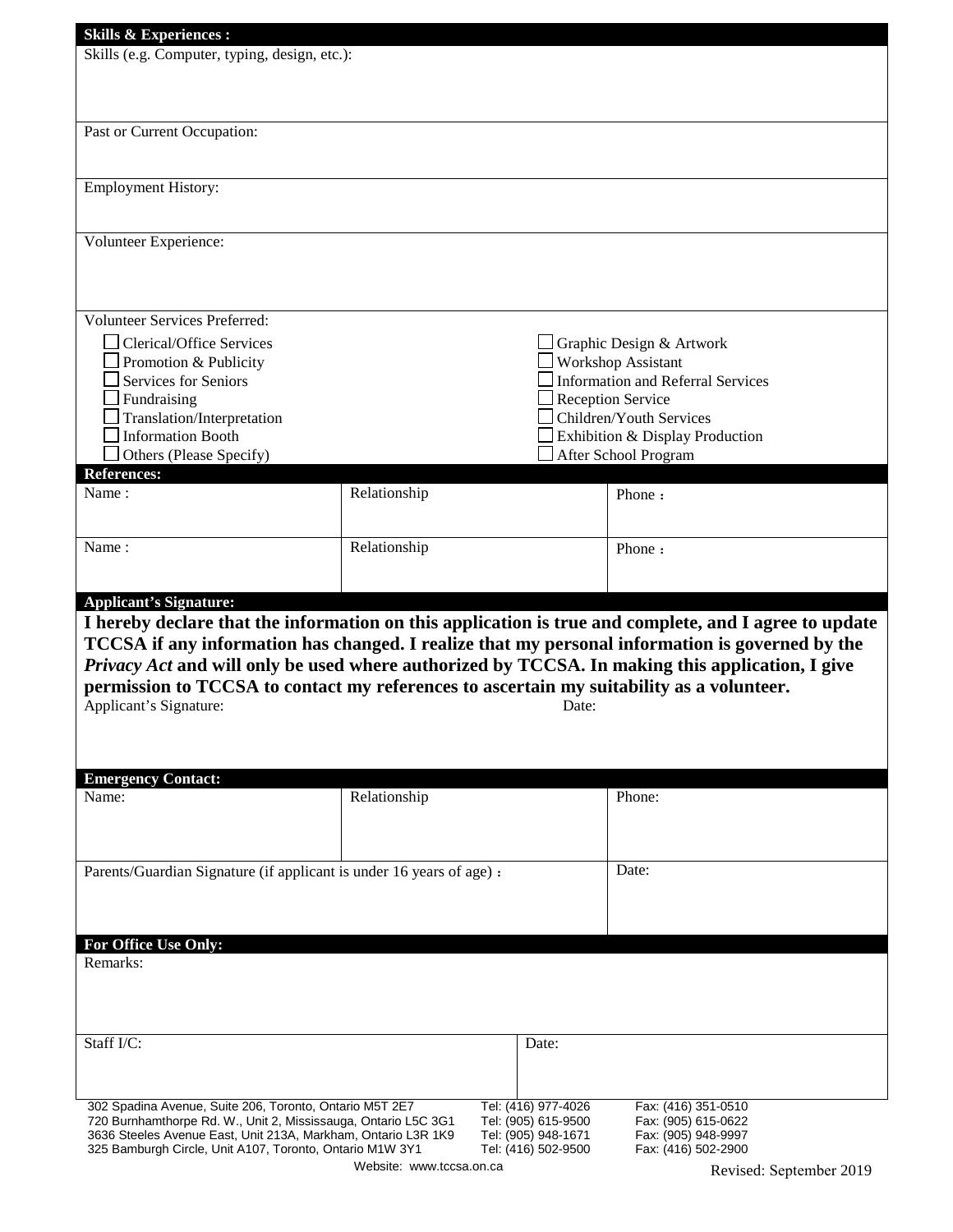**Skills & Experiences :**

Skills (e.g. Computer, typing, design, etc.):

Past or Current Occupation:

Employment History:

Volunteer Experience:

Volunteer Services Preferred:

| | |
|---|---|
| ☐ Clerical/Office Services | ☐ Graphic Design & Artwork |
| ☐ Promotion & Publicity | ☐ Workshop Assistant |
| ☐ Services for Seniors | ☐ Information and Referral Services |
| ☐ Fundraising | ☐ Reception Service |
| ☐ Translation/Interpretation | ☐ Children/Youth Services |
| ☐ Information Booth | ☐ Exhibition & Display Production |
| ☐ Others (Please Specify) | ☐ After School Program |

**References:**

| | | |
|---|---|---|
| Name : | Relationship | Phone： |
| Name : | Relationship | Phone： |

**Applicant's Signature:**

**I hereby declare that the information on this application is true and complete, and I agree to update TCCSA if any information has changed. I realize that my personal information is governed by the *Privacy Act* and will only be used where authorized by TCCSA. In making this application, I give permission to TCCSA to contact my references to ascertain my suitability as a volunteer.**

Applicant's Signature: Date:

**Emergency Contact:**

| | | |
|---|---|---|
| Name: | Relationship | Phone: |
| Parents/Guardian Signature (if applicant is under 16 years of age)： | | Date: |

**For Office Use Only:**

Remarks:

| | |
|---|---|
| Staff I/C: | Date: |

| | | |
|---|---|---|
| 302 Spadina Avenue, Suite 206, Toronto, Ontario M5T 2E7 | Tel: (416) 977-4026 | Fax: (416) 351-0510 |
| 720 Burnhamthorpe Rd. W., Unit 2, Mississauga, Ontario L5C 3G1 | Tel: (905) 615-9500 | Fax: (905) 615-0622 |
| 3636 Steeles Avenue East, Unit 213A, Markham, Ontario L3R 1K9 | Tel: (905) 948-1671 | Fax: (905) 948-9997 |
| 325 Bamburgh Circle, Unit A107, Toronto, Ontario M1W 3Y1 | Tel: (416) 502-9500 | Fax: (416) 502-2900 |

Website: www.tccsa.on.ca

Revised: September 2019